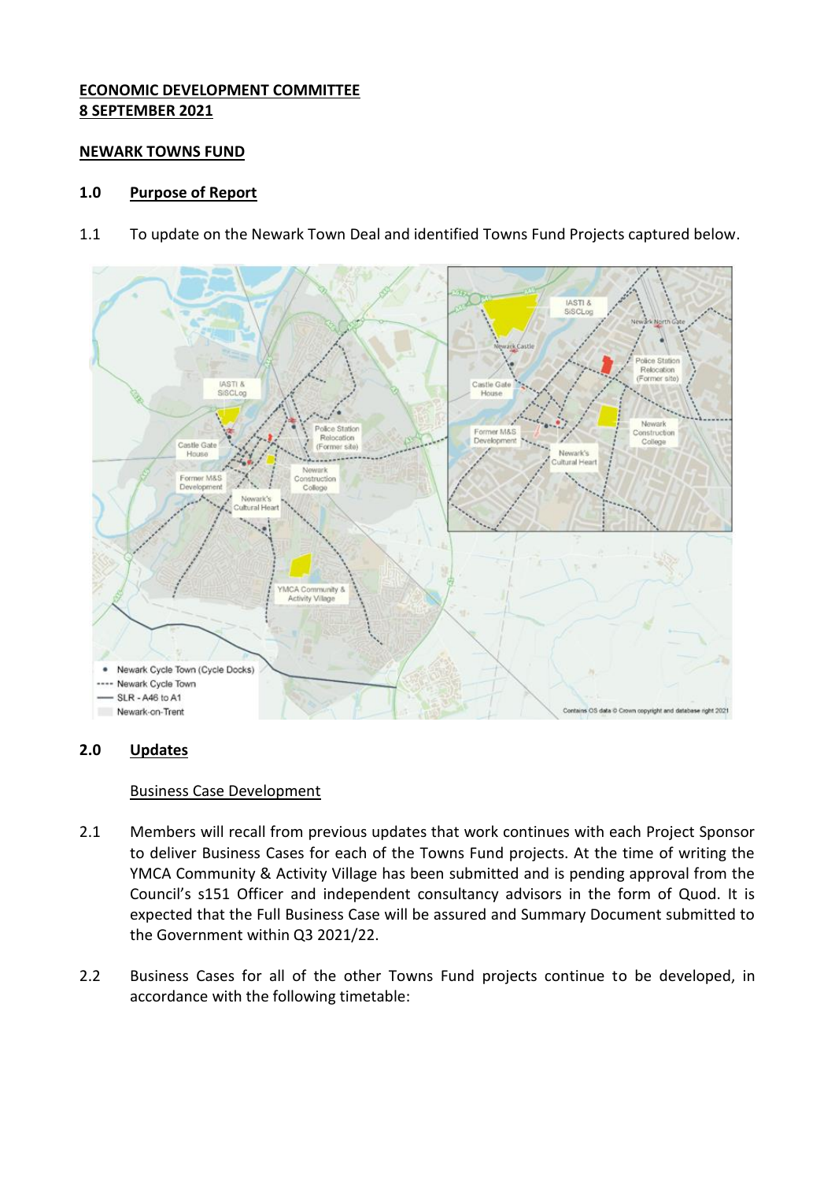**ECONOMIC DEVELOPMENT COMMITTEE**
**8 SEPTEMBER 2021**

**NEWARK TOWNS FUND**

## 1.0 Purpose of Report

1.1 To update on the Newark Town Deal and identified Towns Fund Projects captured below.

## 2.0 Updates

### Business Case Development

2.1 Members will recall from previous updates that work continues with each Project Sponsor to deliver Business Cases for each of the Towns Fund projects. At the time of writing the YMCA Community & Activity Village has been submitted and is pending approval from the Council's s151 Officer and independent consultancy advisors in the form of Quod. It is expected that the Full Business Case will be assured and Summary Document submitted to the Government within Q3 2021/22.

2.2 Business Cases for all of the other Towns Fund projects continue to be developed, in accordance with the following timetable: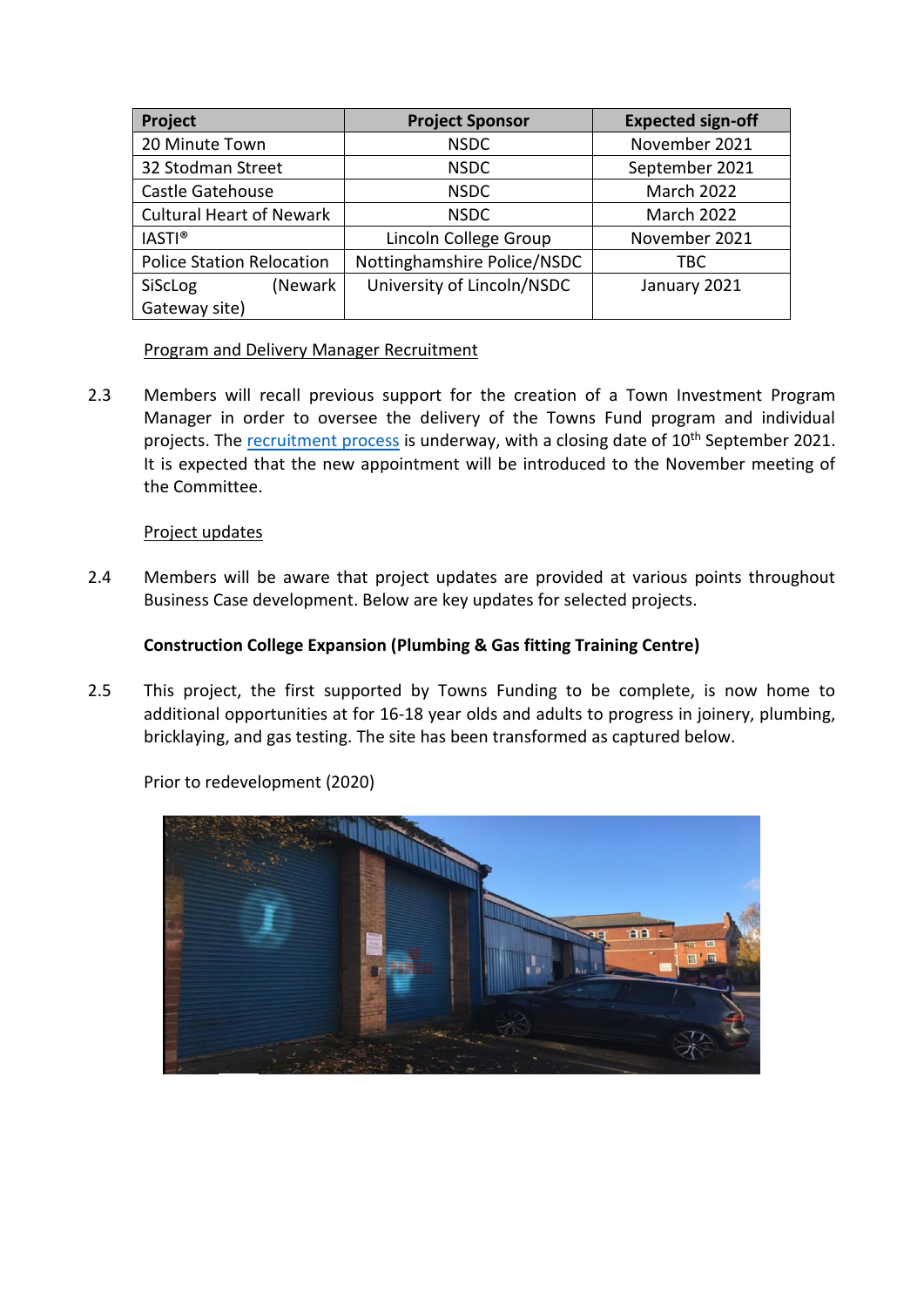| Project | Project Sponsor | Expected sign-off |
|---|---|---|
| 20 Minute Town | NSDC | November 2021 |
| 32 Stodman Street | NSDC | September 2021 |
| Castle Gatehouse | NSDC | March 2022 |
| Cultural Heart of Newark | NSDC | March 2022 |
| IASTI® | Lincoln College Group | November 2021 |
| Police Station Relocation | Nottinghamshire Police/NSDC | TBC |
| SiScLog (Newark Gateway site) | University of Lincoln/NSDC | January 2021 |

Program and Delivery Manager Recruitment

2.3 Members will recall previous support for the creation of a Town Investment Program Manager in order to oversee the delivery of the Towns Fund program and individual projects. The recruitment process is underway, with a closing date of 10th September 2021. It is expected that the new appointment will be introduced to the November meeting of the Committee.

Project updates

2.4 Members will be aware that project updates are provided at various points throughout Business Case development. Below are key updates for selected projects.

**Construction College Expansion (Plumbing & Gas fitting Training Centre)**

2.5 This project, the first supported by Towns Funding to be complete, is now home to additional opportunities at for 16-18 year olds and adults to progress in joinery, plumbing, bricklaying, and gas testing. The site has been transformed as captured below.

Prior to redevelopment (2020)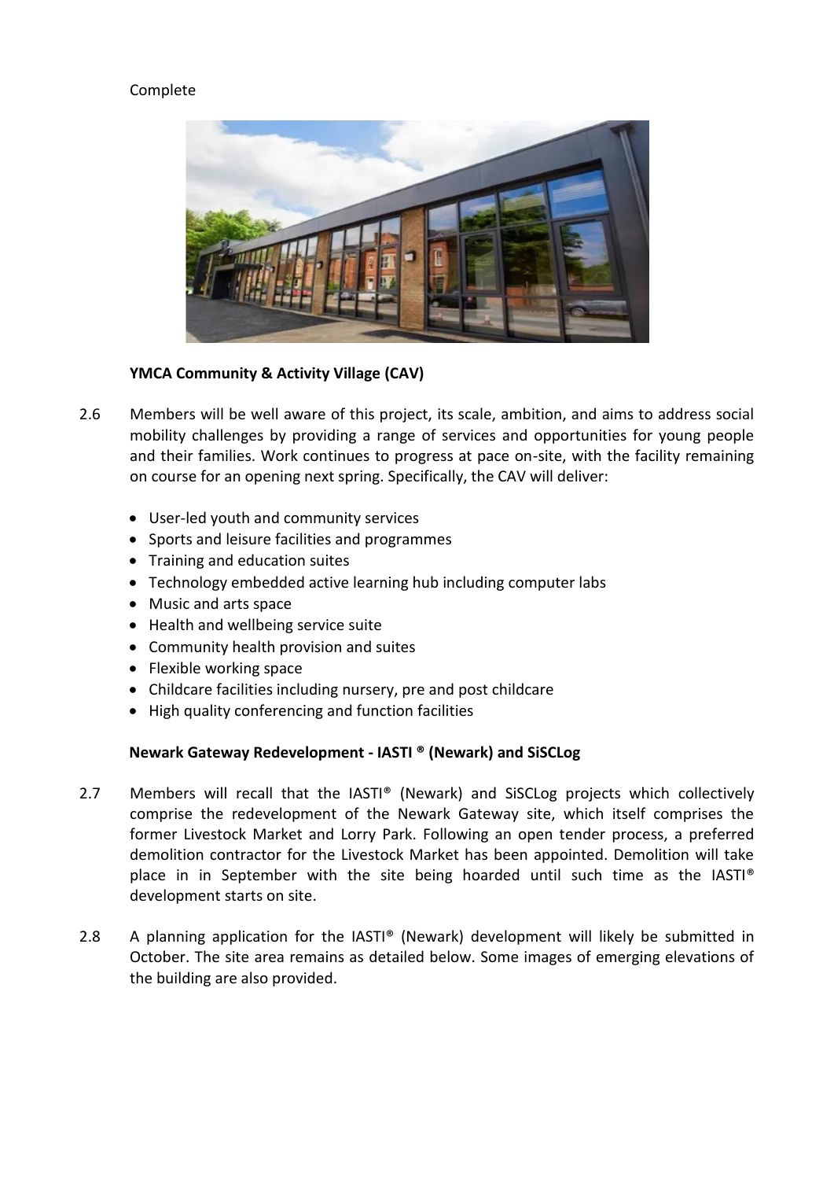Complete

**YMCA Community & Activity Village (CAV)**

2.6 Members will be well aware of this project, its scale, ambition, and aims to address social mobility challenges by providing a range of services and opportunities for young people and their families. Work continues to progress at pace on-site, with the facility remaining on course for an opening next spring. Specifically, the CAV will deliver:

- User-led youth and community services
- Sports and leisure facilities and programmes
- Training and education suites
- Technology embedded active learning hub including computer labs
- Music and arts space
- Health and wellbeing service suite
- Community health provision and suites
- Flexible working space
- Childcare facilities including nursery, pre and post childcare
- High quality conferencing and function facilities

**Newark Gateway Redevelopment - IASTI ® (Newark) and SiSCLog**

2.7 Members will recall that the IASTI® (Newark) and SiSCLog projects which collectively comprise the redevelopment of the Newark Gateway site, which itself comprises the former Livestock Market and Lorry Park. Following an open tender process, a preferred demolition contractor for the Livestock Market has been appointed. Demolition will take place in in September with the site being hoarded until such time as the IASTI® development starts on site.

2.8 A planning application for the IASTI® (Newark) development will likely be submitted in October. The site area remains as detailed below. Some images of emerging elevations of the building are also provided.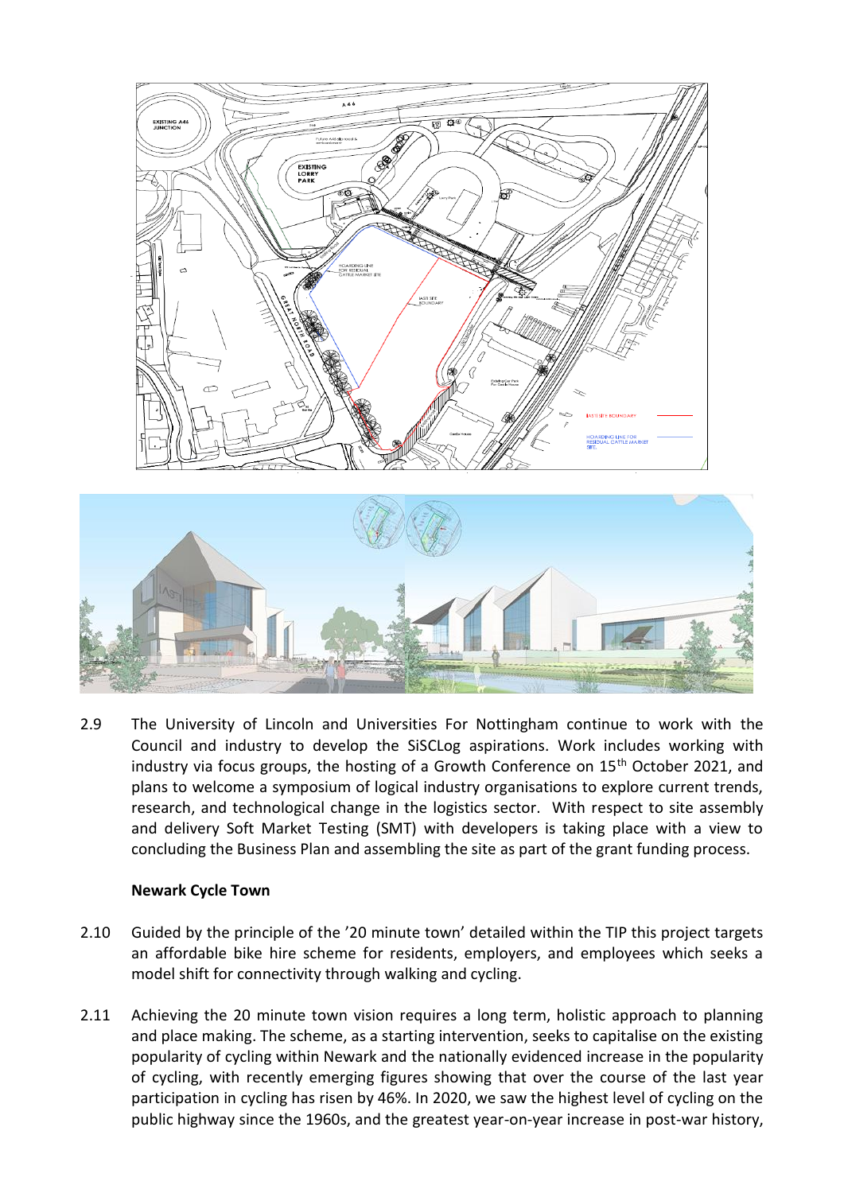2.9 The University of Lincoln and Universities For Nottingham continue to work with the Council and industry to develop the SiSCLog aspirations. Work includes working with industry via focus groups, the hosting of a Growth Conference on 15th October 2021, and plans to welcome a symposium of logical industry organisations to explore current trends, research, and technological change in the logistics sector. With respect to site assembly and delivery Soft Market Testing (SMT) with developers is taking place with a view to concluding the Business Plan and assembling the site as part of the grant funding process.

**Newark Cycle Town**

2.10 Guided by the principle of the '20 minute town' detailed within the TIP this project targets an affordable bike hire scheme for residents, employers, and employees which seeks a model shift for connectivity through walking and cycling.

2.11 Achieving the 20 minute town vision requires a long term, holistic approach to planning and place making. The scheme, as a starting intervention, seeks to capitalise on the existing popularity of cycling within Newark and the nationally evidenced increase in the popularity of cycling, with recently emerging figures showing that over the course of the last year participation in cycling has risen by 46%. In 2020, we saw the highest level of cycling on the public highway since the 1960s, and the greatest year-on-year increase in post-war history,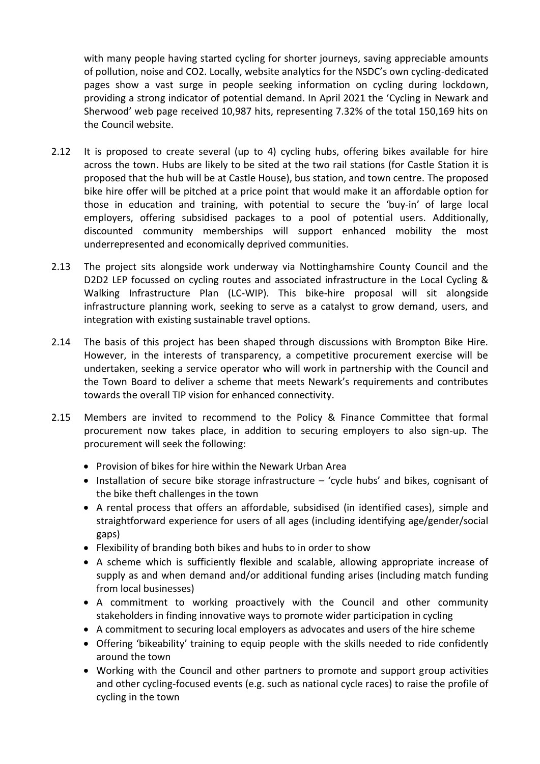with many people having started cycling for shorter journeys, saving appreciable amounts of pollution, noise and CO2. Locally, website analytics for the NSDC's own cycling-dedicated pages show a vast surge in people seeking information on cycling during lockdown, providing a strong indicator of potential demand. In April 2021 the 'Cycling in Newark and Sherwood' web page received 10,987 hits, representing 7.32% of the total 150,169 hits on the Council website.

2.12 It is proposed to create several (up to 4) cycling hubs, offering bikes available for hire across the town. Hubs are likely to be sited at the two rail stations (for Castle Station it is proposed that the hub will be at Castle House), bus station, and town centre. The proposed bike hire offer will be pitched at a price point that would make it an affordable option for those in education and training, with potential to secure the 'buy-in' of large local employers, offering subsidised packages to a pool of potential users. Additionally, discounted community memberships will support enhanced mobility the most underrepresented and economically deprived communities.

2.13 The project sits alongside work underway via Nottinghamshire County Council and the D2D2 LEP focussed on cycling routes and associated infrastructure in the Local Cycling & Walking Infrastructure Plan (LC-WIP). This bike-hire proposal will sit alongside infrastructure planning work, seeking to serve as a catalyst to grow demand, users, and integration with existing sustainable travel options.

2.14 The basis of this project has been shaped through discussions with Brompton Bike Hire. However, in the interests of transparency, a competitive procurement exercise will be undertaken, seeking a service operator who will work in partnership with the Council and the Town Board to deliver a scheme that meets Newark's requirements and contributes towards the overall TIP vision for enhanced connectivity.

2.15 Members are invited to recommend to the Policy & Finance Committee that formal procurement now takes place, in addition to securing employers to also sign-up. The procurement will seek the following:

- Provision of bikes for hire within the Newark Urban Area
- Installation of secure bike storage infrastructure – 'cycle hubs' and bikes, cognisant of the bike theft challenges in the town
- A rental process that offers an affordable, subsidised (in identified cases), simple and straightforward experience for users of all ages (including identifying age/gender/social gaps)
- Flexibility of branding both bikes and hubs to in order to show
- A scheme which is sufficiently flexible and scalable, allowing appropriate increase of supply as and when demand and/or additional funding arises (including match funding from local businesses)
- A commitment to working proactively with the Council and other community stakeholders in finding innovative ways to promote wider participation in cycling
- A commitment to securing local employers as advocates and users of the hire scheme
- Offering 'bikeability' training to equip people with the skills needed to ride confidently around the town
- Working with the Council and other partners to promote and support group activities and other cycling-focused events (e.g. such as national cycle races) to raise the profile of cycling in the town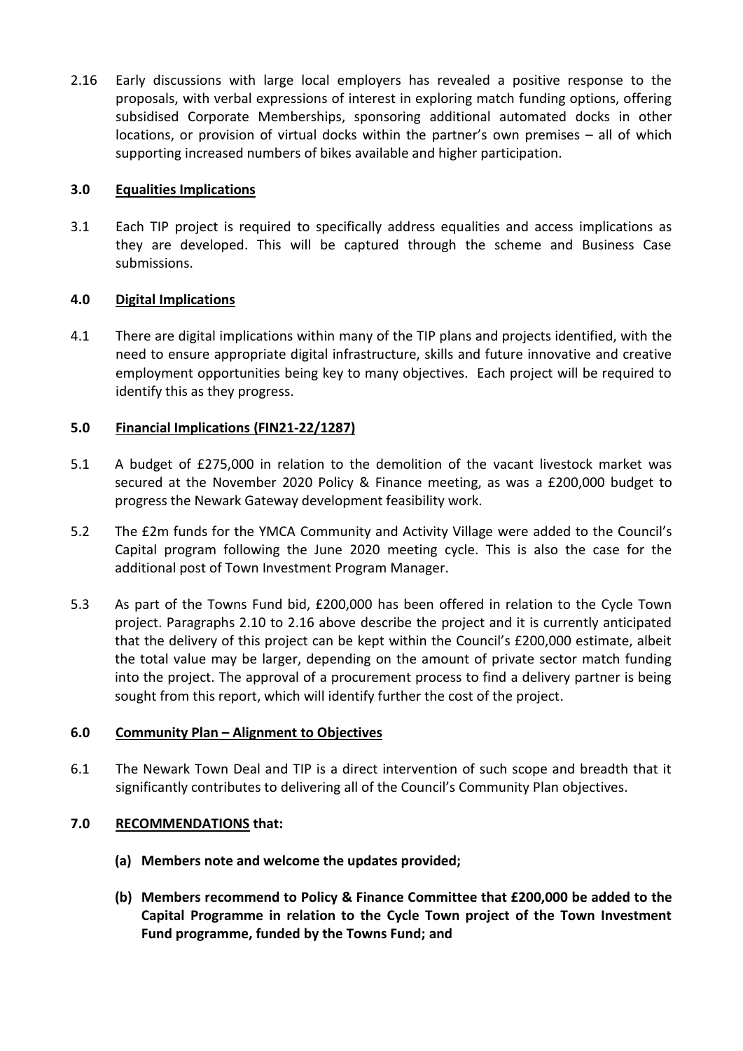2.16 Early discussions with large local employers has revealed a positive response to the proposals, with verbal expressions of interest in exploring match funding options, offering subsidised Corporate Memberships, sponsoring additional automated docks in other locations, or provision of virtual docks within the partner's own premises – all of which supporting increased numbers of bikes available and higher participation.

## 3.0 Equalities Implications

3.1 Each TIP project is required to specifically address equalities and access implications as they are developed. This will be captured through the scheme and Business Case submissions.

## 4.0 Digital Implications

4.1 There are digital implications within many of the TIP plans and projects identified, with the need to ensure appropriate digital infrastructure, skills and future innovative and creative employment opportunities being key to many objectives. Each project will be required to identify this as they progress.

## 5.0 Financial Implications (FIN21-22/1287)

5.1 A budget of £275,000 in relation to the demolition of the vacant livestock market was secured at the November 2020 Policy & Finance meeting, as was a £200,000 budget to progress the Newark Gateway development feasibility work.

5.2 The £2m funds for the YMCA Community and Activity Village were added to the Council's Capital program following the June 2020 meeting cycle. This is also the case for the additional post of Town Investment Program Manager.

5.3 As part of the Towns Fund bid, £200,000 has been offered in relation to the Cycle Town project. Paragraphs 2.10 to 2.16 above describe the project and it is currently anticipated that the delivery of this project can be kept within the Council's £200,000 estimate, albeit the total value may be larger, depending on the amount of private sector match funding into the project. The approval of a procurement process to find a delivery partner is being sought from this report, which will identify further the cost of the project.

## 6.0 Community Plan – Alignment to Objectives

6.1 The Newark Town Deal and TIP is a direct intervention of such scope and breadth that it significantly contributes to delivering all of the Council's Community Plan objectives.

## 7.0 RECOMMENDATIONS that:

**(a) Members note and welcome the updates provided;**

**(b) Members recommend to Policy & Finance Committee that £200,000 be added to the Capital Programme in relation to the Cycle Town project of the Town Investment Fund programme, funded by the Towns Fund; and**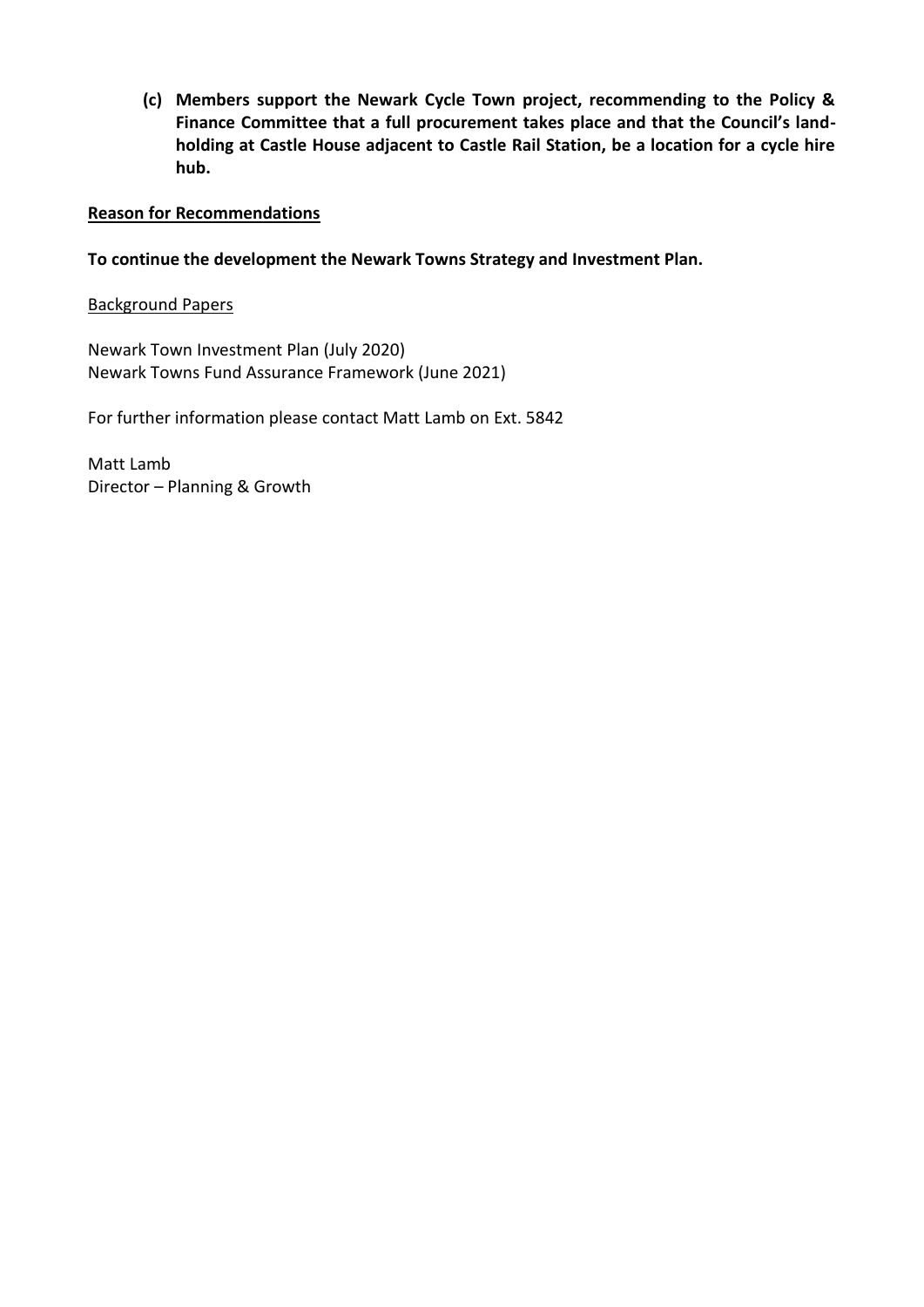**(c) Members support the Newark Cycle Town project, recommending to the Policy & Finance Committee that a full procurement takes place and that the Council's land-holding at Castle House adjacent to Castle Rail Station, be a location for a cycle hire hub.**

**Reason for Recommendations**

**To continue the development the Newark Towns Strategy and Investment Plan.**

Background Papers

Newark Town Investment Plan (July 2020)
Newark Towns Fund Assurance Framework (June 2021)

For further information please contact Matt Lamb on Ext. 5842

Matt Lamb
Director – Planning & Growth